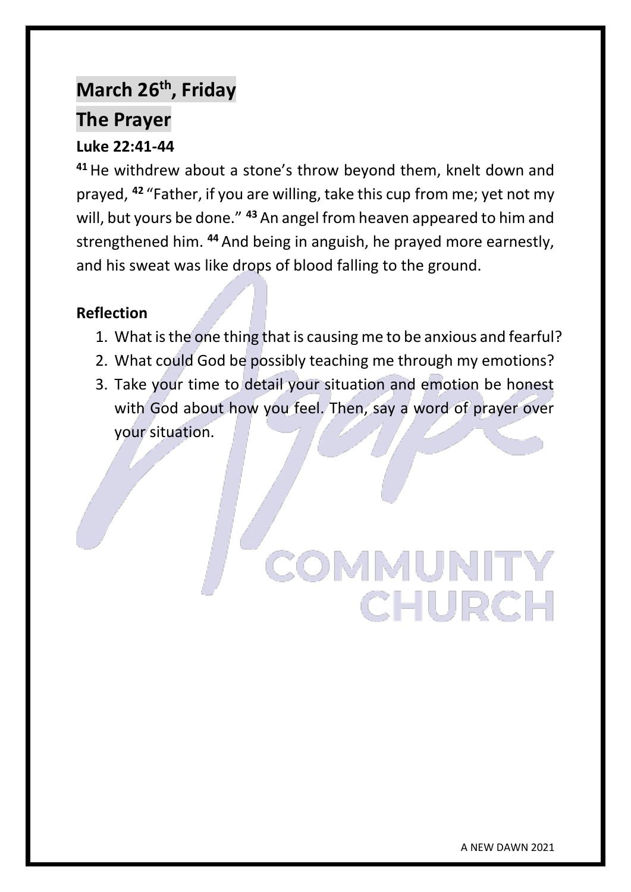# March 26th, Friday

# The Prayer

**Luke 22:41-44**

**41** He withdrew about a stone's throw beyond them, knelt down and prayed, **42** "Father, if you are willing, take this cup from me; yet not my will, but yours be done." **43** An angel from heaven appeared to him and strengthened him. **44** And being in anguish, he prayed more earnestly, and his sweat was like drops of blood falling to the ground.

**Reflection**

1. What is the one thing that is causing me to be anxious and fearful?
2. What could God be possibly teaching me through my emotions?
3. Take your time to detail your situation and emotion be honest with God about how you feel. Then, say a word of prayer over your situation.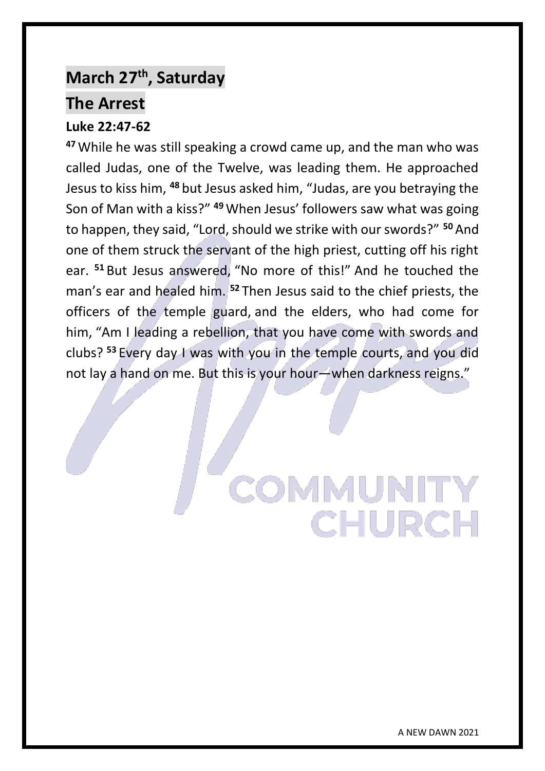## March 27th, Saturday

## The Arrest

**Luke 22:47-62**

**47** While he was still speaking a crowd came up, and the man who was called Judas, one of the Twelve, was leading them. He approached Jesus to kiss him, **48** but Jesus asked him, "Judas, are you betraying the Son of Man with a kiss?" **49** When Jesus' followers saw what was going to happen, they said, "Lord, should we strike with our swords?" **50** And one of them struck the servant of the high priest, cutting off his right ear. **51** But Jesus answered, "No more of this!" And he touched the man's ear and healed him. **52** Then Jesus said to the chief priests, the officers of the temple guard, and the elders, who had come for him, "Am I leading a rebellion, that you have come with swords and clubs? **53** Every day I was with you in the temple courts, and you did not lay a hand on me. But this is your hour—when darkness reigns."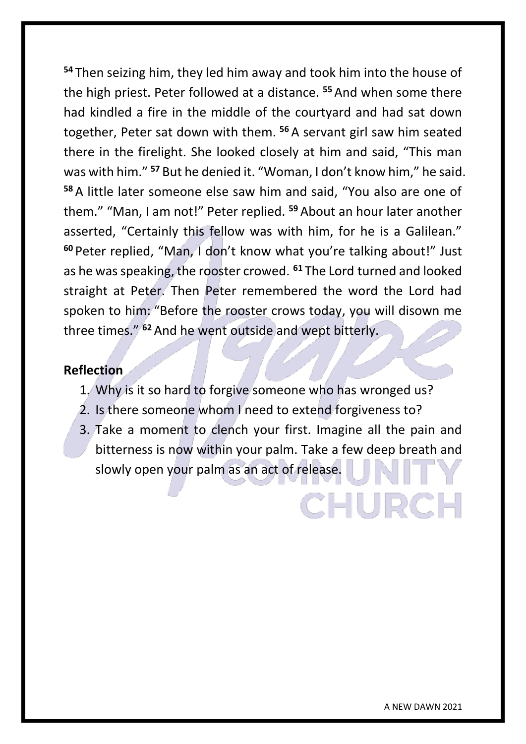[54] Then seizing him, they led him away and took him into the house of the high priest. Peter followed at a distance. [55] And when some there had kindled a fire in the middle of the courtyard and had sat down together, Peter sat down with them. [56] A servant girl saw him seated there in the firelight. She looked closely at him and said, "This man was with him." [57] But he denied it. "Woman, I don't know him," he said. [58] A little later someone else saw him and said, "You also are one of them." "Man, I am not!" Peter replied. [59] About an hour later another asserted, "Certainly this fellow was with him, for he is a Galilean." [60] Peter replied, "Man, I don't know what you're talking about!" Just as he was speaking, the rooster crowed. [61] The Lord turned and looked straight at Peter. Then Peter remembered the word the Lord had spoken to him: "Before the rooster crows today, you will disown me three times." [62] And he went outside and wept bitterly.

**Reflection**

1. Why is it so hard to forgive someone who has wronged us?
2. Is there someone whom I need to extend forgiveness to?
3. Take a moment to clench your first. Imagine all the pain and bitterness is now within your palm. Take a few deep breath and slowly open your palm as an act of release.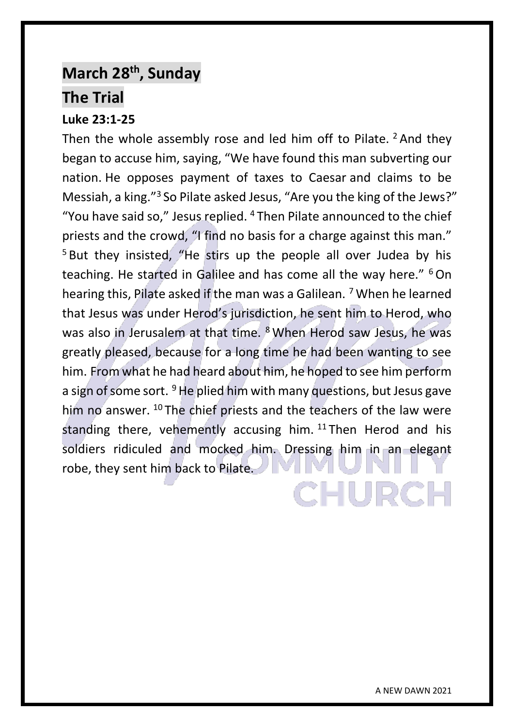## March 28th, Sunday

## The Trial

**Luke 23:1-25**

Then the whole assembly rose and led him off to Pilate. [2] And they began to accuse him, saying, “We have found this man subverting our nation. He opposes payment of taxes to Caesar and claims to be Messiah, a king.”[3] So Pilate asked Jesus, “Are you the king of the Jews?” “You have said so,” Jesus replied. [4] Then Pilate announced to the chief priests and the crowd, “I find no basis for a charge against this man.” [5] But they insisted, “He stirs up the people all over Judea by his teaching. He started in Galilee and has come all the way here.” [6] On hearing this, Pilate asked if the man was a Galilean. [7] When he learned that Jesus was under Herod’s jurisdiction, he sent him to Herod, who was also in Jerusalem at that time. [8] When Herod saw Jesus, he was greatly pleased, because for a long time he had been wanting to see him. From what he had heard about him, he hoped to see him perform a sign of some sort. [9] He plied him with many questions, but Jesus gave him no answer. [10] The chief priests and the teachers of the law were standing there, vehemently accusing him. [11] Then Herod and his soldiers ridiculed and mocked him. Dressing him in an elegant robe, they sent him back to Pilate.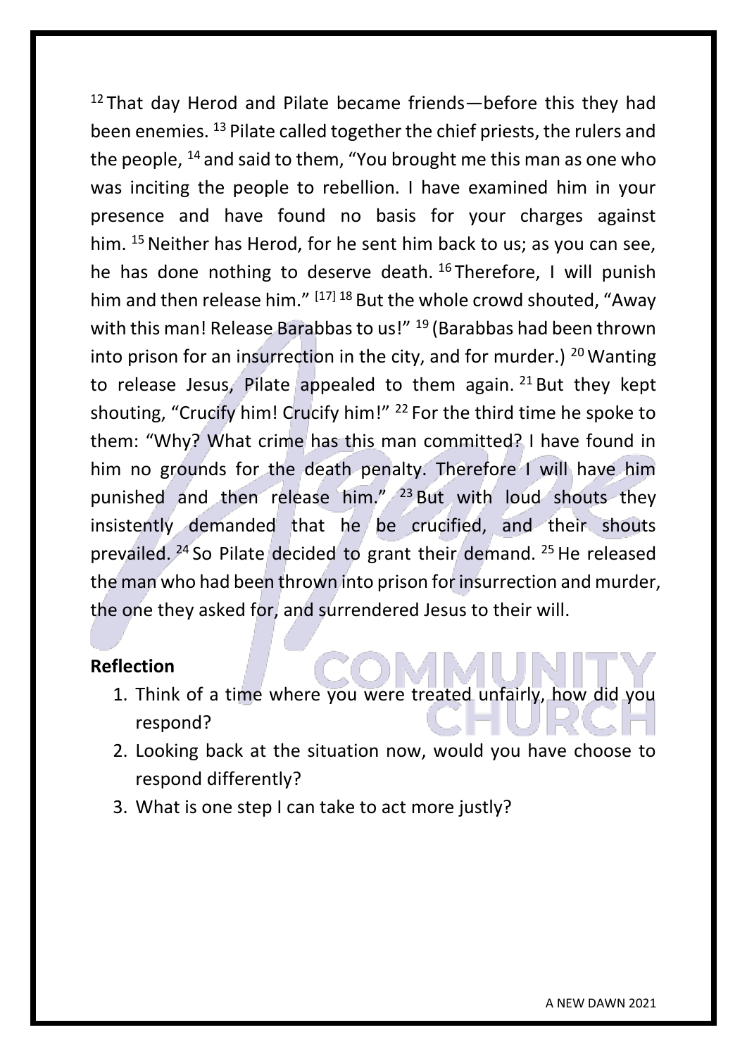[12] That day Herod and Pilate became friends—before this they had been enemies. [13] Pilate called together the chief priests, the rulers and the people, [14] and said to them, "You brought me this man as one who was inciting the people to rebellion. I have examined him in your presence and have found no basis for your charges against him. [15] Neither has Herod, for he sent him back to us; as you can see, he has done nothing to deserve death. [16] Therefore, I will punish him and then release him." [17] [18] But the whole crowd shouted, "Away with this man! Release Barabbas to us!" [19] (Barabbas had been thrown into prison for an insurrection in the city, and for murder.) [20] Wanting to release Jesus, Pilate appealed to them again. [21] But they kept shouting, "Crucify him! Crucify him!" [22] For the third time he spoke to them: "Why? What crime has this man committed? I have found in him no grounds for the death penalty. Therefore I will have him punished and then release him." [23] But with loud shouts they insistently demanded that he be crucified, and their shouts prevailed. [24] So Pilate decided to grant their demand. [25] He released the man who had been thrown into prison for insurrection and murder, the one they asked for, and surrendered Jesus to their will.

**Reflection**

1. Think of a time where you were treated unfairly, how did you respond?
2. Looking back at the situation now, would you have choose to respond differently?
3. What is one step I can take to act more justly?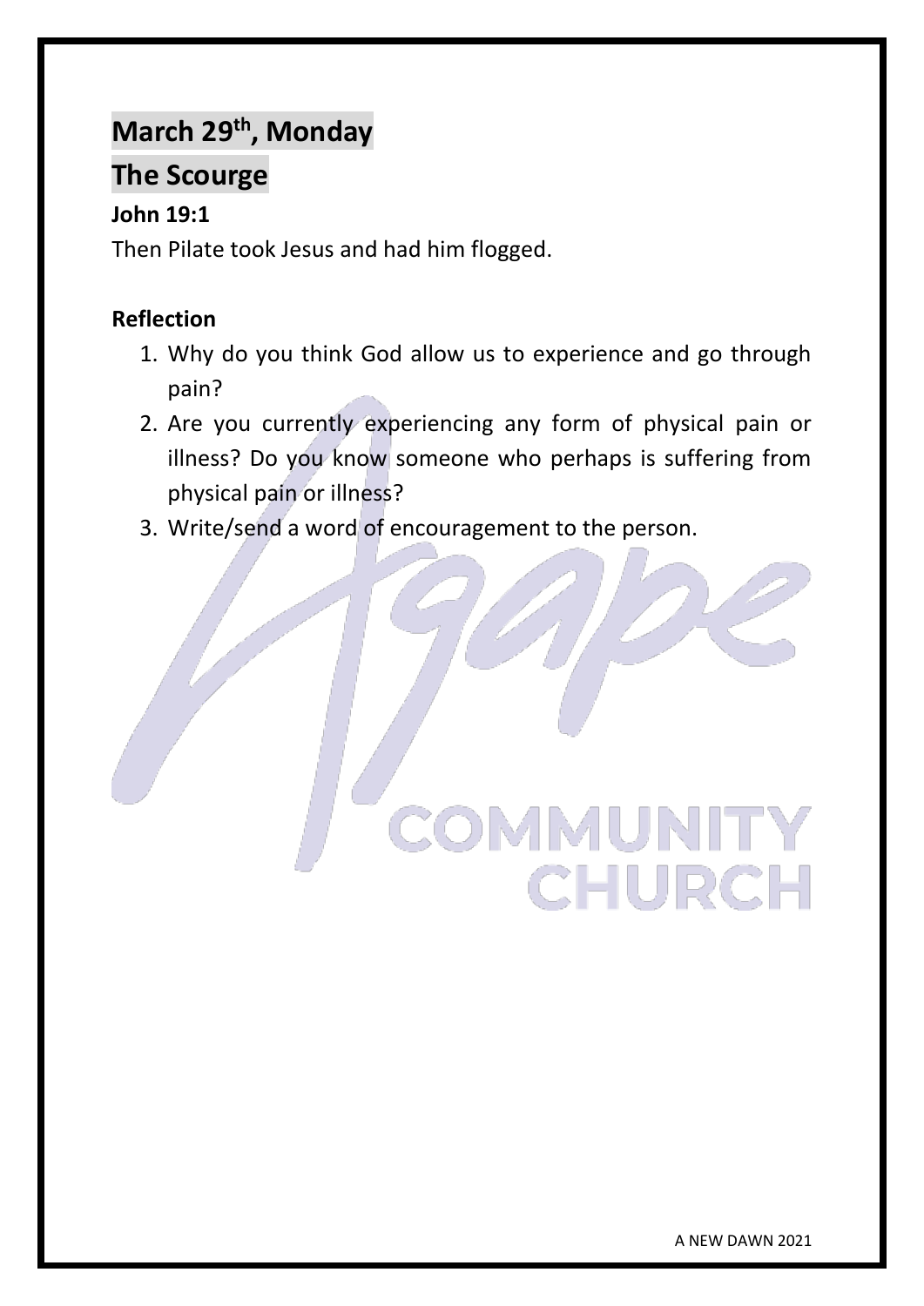## March 29th, Monday

## The Scourge

**John 19:1**

Then Pilate took Jesus and had him flogged.

**Reflection**

1. Why do you think God allow us to experience and go through pain?
2. Are you currently experiencing any form of physical pain or illness? Do you know someone who perhaps is suffering from physical pain or illness?
3. Write/send a word of encouragement to the person.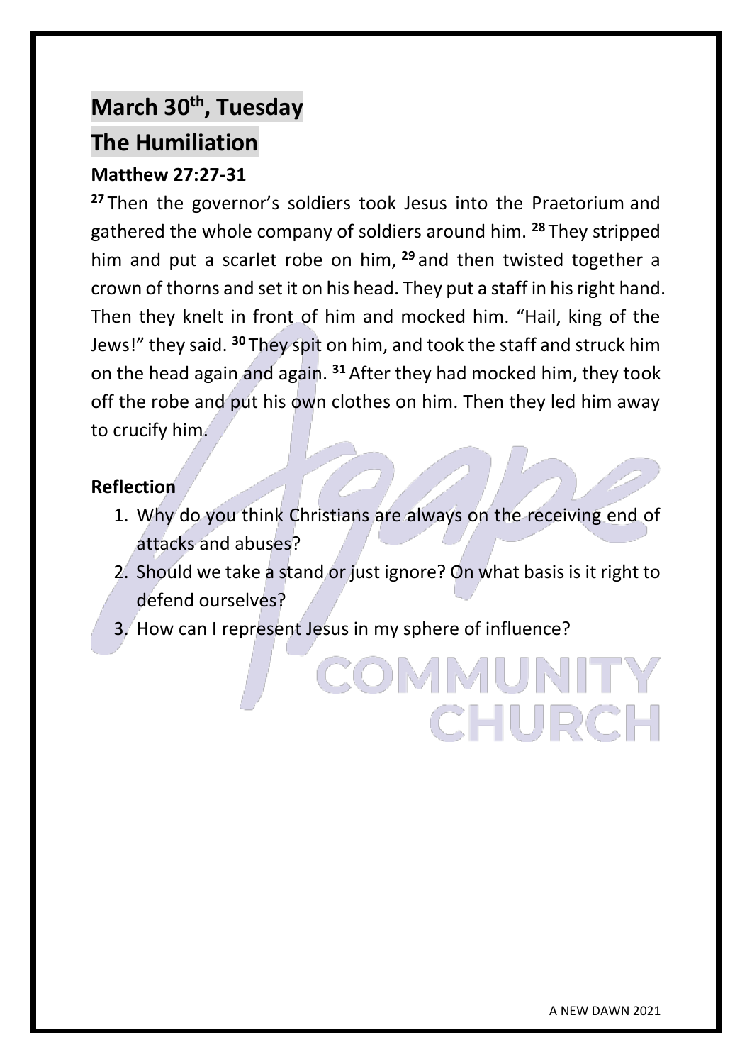## March 30th, Tuesday

## The Humiliation

### Matthew 27:27-31

[27] Then the governor's soldiers took Jesus into the Praetorium and gathered the whole company of soldiers around him. [28] They stripped him and put a scarlet robe on him, [29] and then twisted together a crown of thorns and set it on his head. They put a staff in his right hand. Then they knelt in front of him and mocked him. "Hail, king of the Jews!" they said. [30] They spit on him, and took the staff and struck him on the head again and again. [31] After they had mocked him, they took off the robe and put his own clothes on him. Then they led him away to crucify him.

### Reflection

1. Why do you think Christians are always on the receiving end of attacks and abuses?
2. Should we take a stand or just ignore? On what basis is it right to defend ourselves?
3. How can I represent Jesus in my sphere of influence?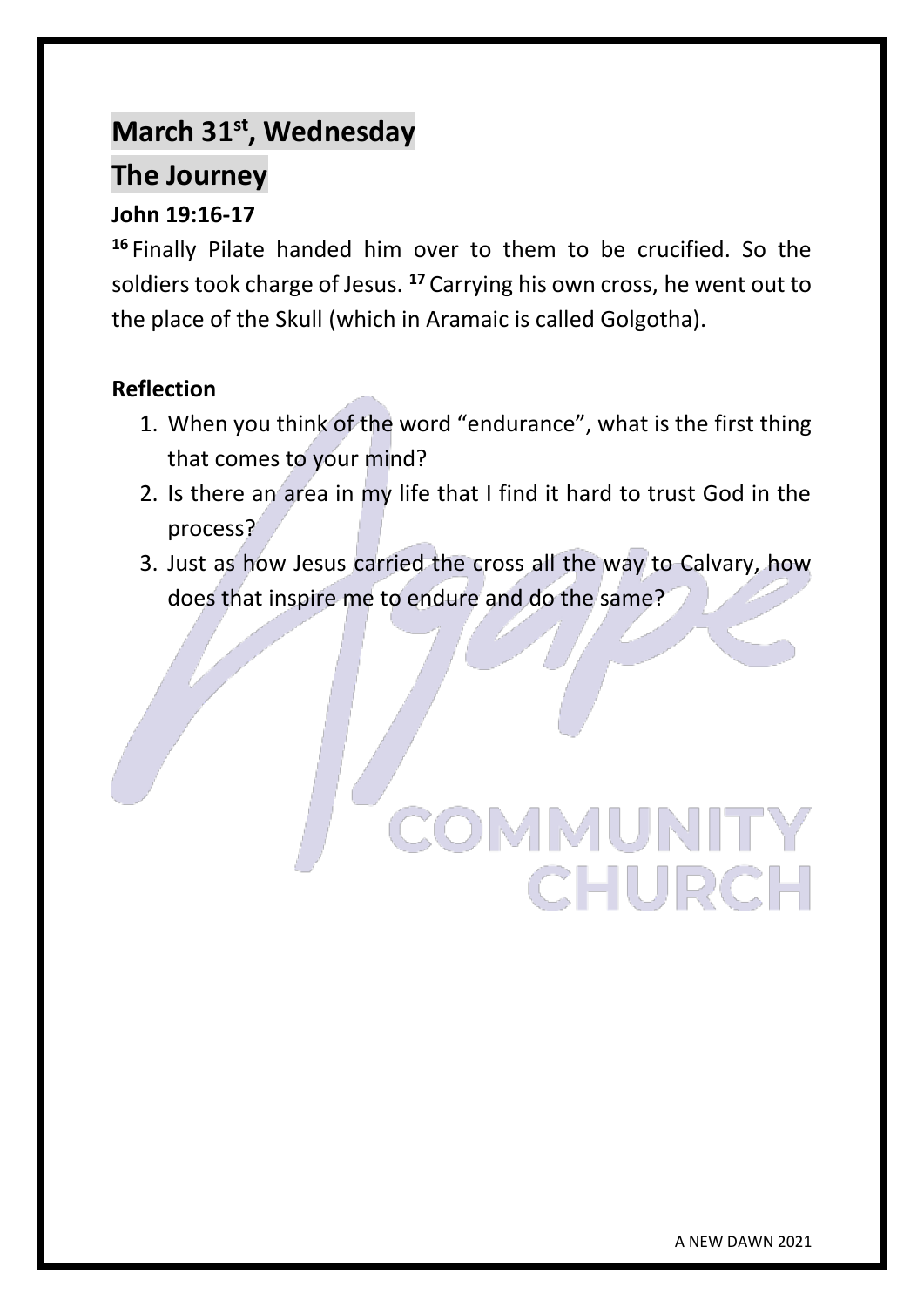## March 31st, Wednesday

## The Journey

**John 19:16-17**

[16] Finally Pilate handed him over to them to be crucified. So the soldiers took charge of Jesus. [17] Carrying his own cross, he went out to the place of the Skull (which in Aramaic is called Golgotha).

**Reflection**

1. When you think of the word "endurance", what is the first thing that comes to your mind?
2. Is there an area in my life that I find it hard to trust God in the process?
3. Just as how Jesus carried the cross all the way to Calvary, how does that inspire me to endure and do the same?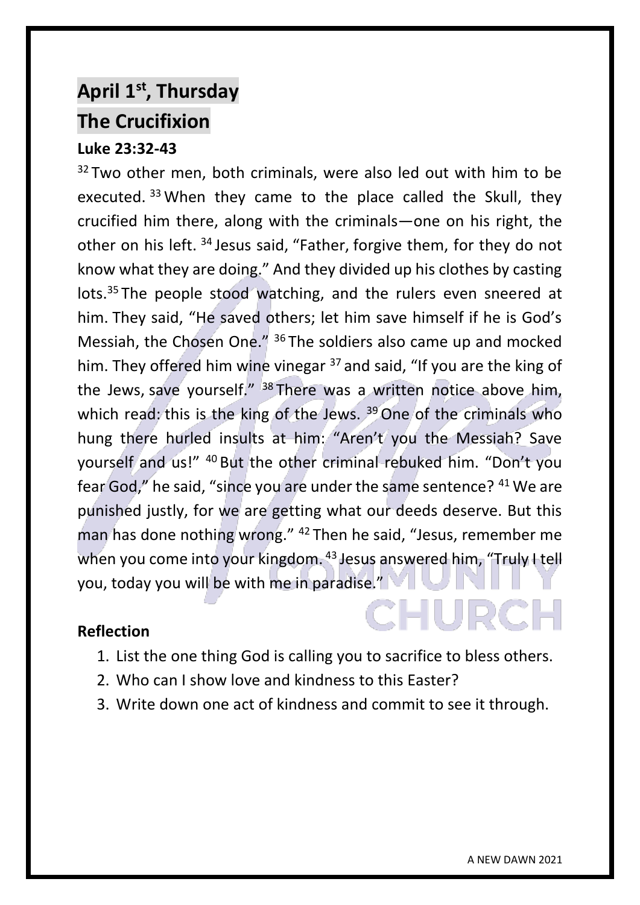# April 1st, Thursday

# The Crucifixion

**Luke 23:32-43**

32 Two other men, both criminals, were also led out with him to be executed. 33 When they came to the place called the Skull, they crucified him there, along with the criminals—one on his right, the other on his left. 34 Jesus said, "Father, forgive them, for they do not know what they are doing." And they divided up his clothes by casting lots.35 The people stood watching, and the rulers even sneered at him. They said, "He saved others; let him save himself if he is God's Messiah, the Chosen One." 36 The soldiers also came up and mocked him. They offered him wine vinegar 37 and said, "If you are the king of the Jews, save yourself." 38 There was a written notice above him, which read: this is the king of the Jews. 39 One of the criminals who hung there hurled insults at him: "Aren't you the Messiah? Save yourself and us!" 40 But the other criminal rebuked him. "Don't you fear God," he said, "since you are under the same sentence? 41 We are punished justly, for we are getting what our deeds deserve. But this man has done nothing wrong." 42 Then he said, "Jesus, remember me when you come into your kingdom. 43 Jesus answered him, "Truly I tell you, today you will be with me in paradise."

**Reflection**

1. List the one thing God is calling you to sacrifice to bless others.
2. Who can I show love and kindness to this Easter?
3. Write down one act of kindness and commit to see it through.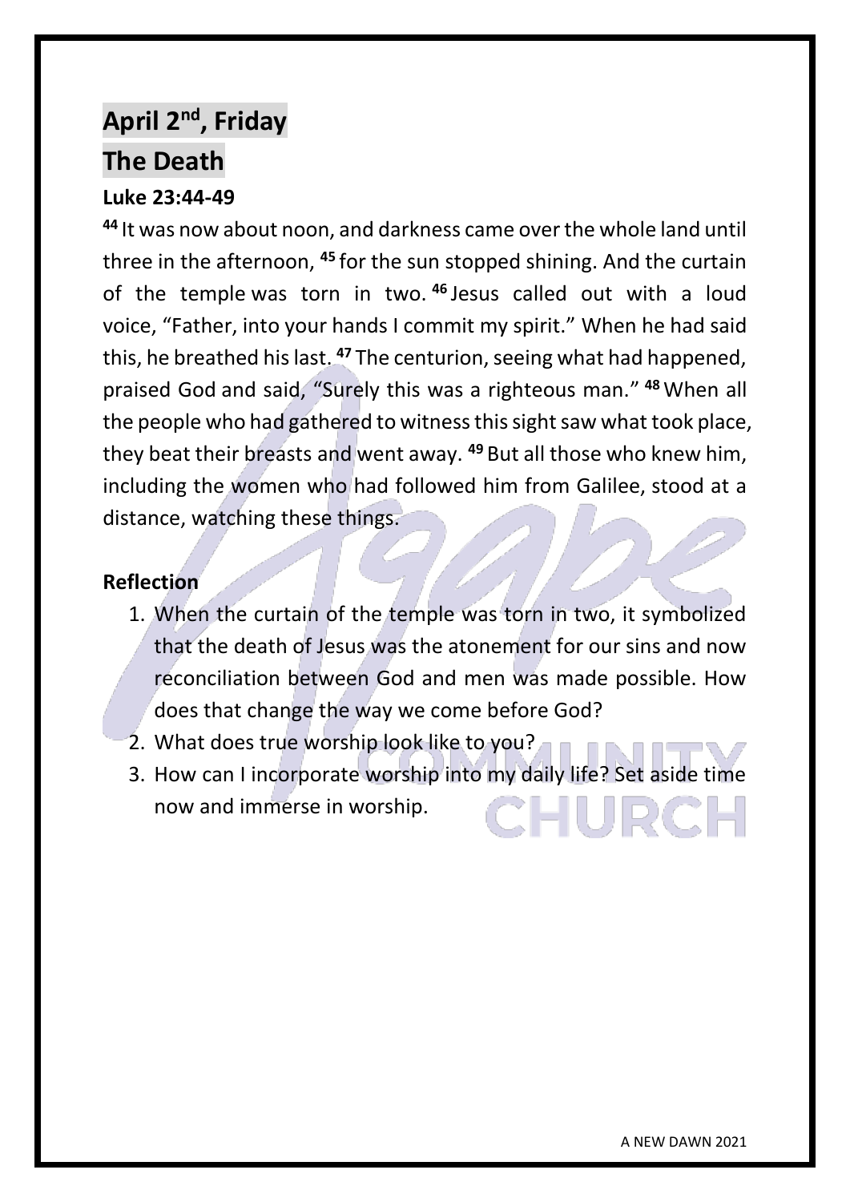## April 2nd, Friday

## The Death

**Luke 23:44-49**

**44** It was now about noon, and darkness came over the whole land until three in the afternoon, **45** for the sun stopped shining. And the curtain of the temple was torn in two. **46** Jesus called out with a loud voice, "Father, into your hands I commit my spirit." When he had said this, he breathed his last. **47** The centurion, seeing what had happened, praised God and said, "Surely this was a righteous man." **48** When all the people who had gathered to witness this sight saw what took place, they beat their breasts and went away. **49** But all those who knew him, including the women who had followed him from Galilee, stood at a distance, watching these things.

**Reflection**

1. When the curtain of the temple was torn in two, it symbolized that the death of Jesus was the atonement for our sins and now reconciliation between God and men was made possible. How does that change the way we come before God?
2. What does true worship look like to you?
3. How can I incorporate worship into my daily life? Set aside time now and immerse in worship.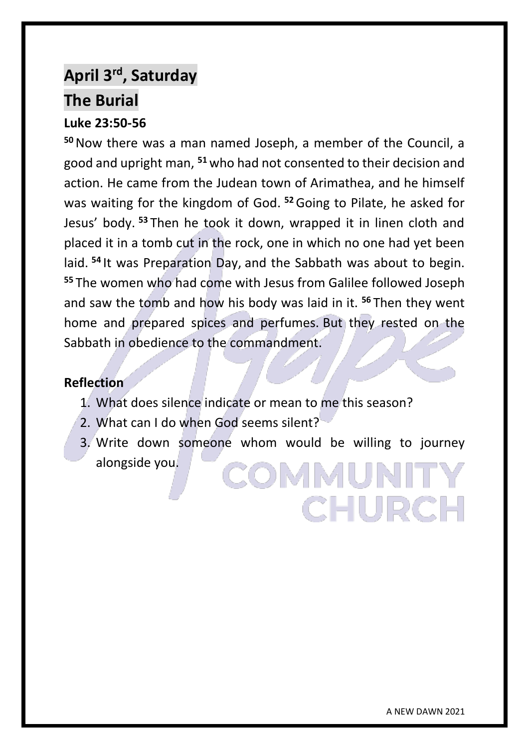## April 3rd, Saturday

## The Burial

**Luke 23:50-56**

[50] Now there was a man named Joseph, a member of the Council, a good and upright man, [51] who had not consented to their decision and action. He came from the Judean town of Arimathea, and he himself was waiting for the kingdom of God. [52] Going to Pilate, he asked for Jesus' body. [53] Then he took it down, wrapped it in linen cloth and placed it in a tomb cut in the rock, one in which no one had yet been laid. [54] It was Preparation Day, and the Sabbath was about to begin. [55] The women who had come with Jesus from Galilee followed Joseph and saw the tomb and how his body was laid in it. [56] Then they went home and prepared spices and perfumes. But they rested on the Sabbath in obedience to the commandment.

**Reflection**

1. What does silence indicate or mean to me this season?
2. What can I do when God seems silent?
3. Write down someone whom would be willing to journey alongside you.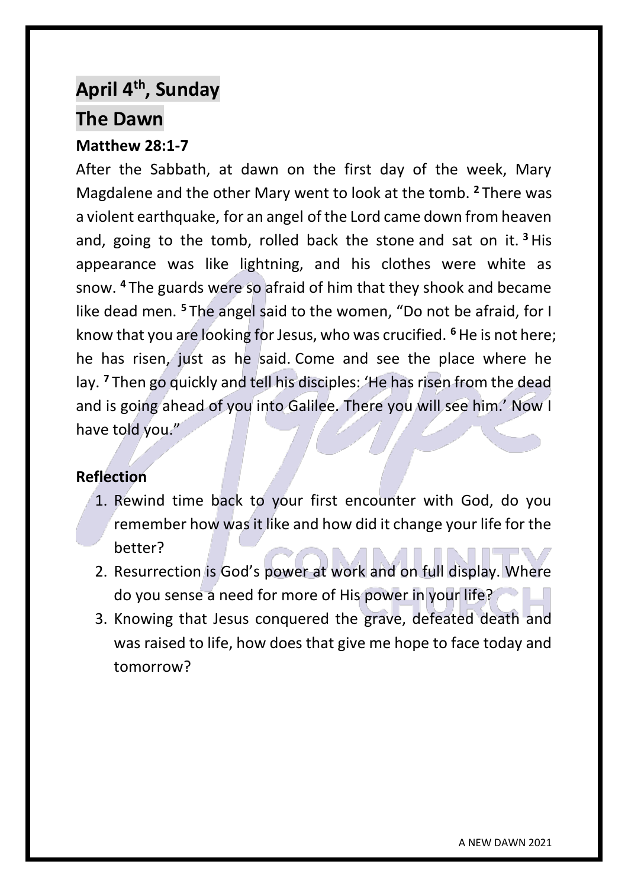## April 4th, Sunday

## The Dawn

**Matthew 28:1-7**

After the Sabbath, at dawn on the first day of the week, Mary Magdalene and the other Mary went to look at the tomb. **2** There was a violent earthquake, for an angel of the Lord came down from heaven and, going to the tomb, rolled back the stone and sat on it. **3** His appearance was like lightning, and his clothes were white as snow. **4** The guards were so afraid of him that they shook and became like dead men. **5** The angel said to the women, "Do not be afraid, for I know that you are looking for Jesus, who was crucified. **6** He is not here; he has risen, just as he said. Come and see the place where he lay. **7** Then go quickly and tell his disciples: 'He has risen from the dead and is going ahead of you into Galilee. There you will see him.' Now I have told you."

**Reflection**

1. Rewind time back to your first encounter with God, do you remember how was it like and how did it change your life for the better?
2. Resurrection is God's power at work and on full display. Where do you sense a need for more of His power in your life?
3. Knowing that Jesus conquered the grave, defeated death and was raised to life, how does that give me hope to face today and tomorrow?